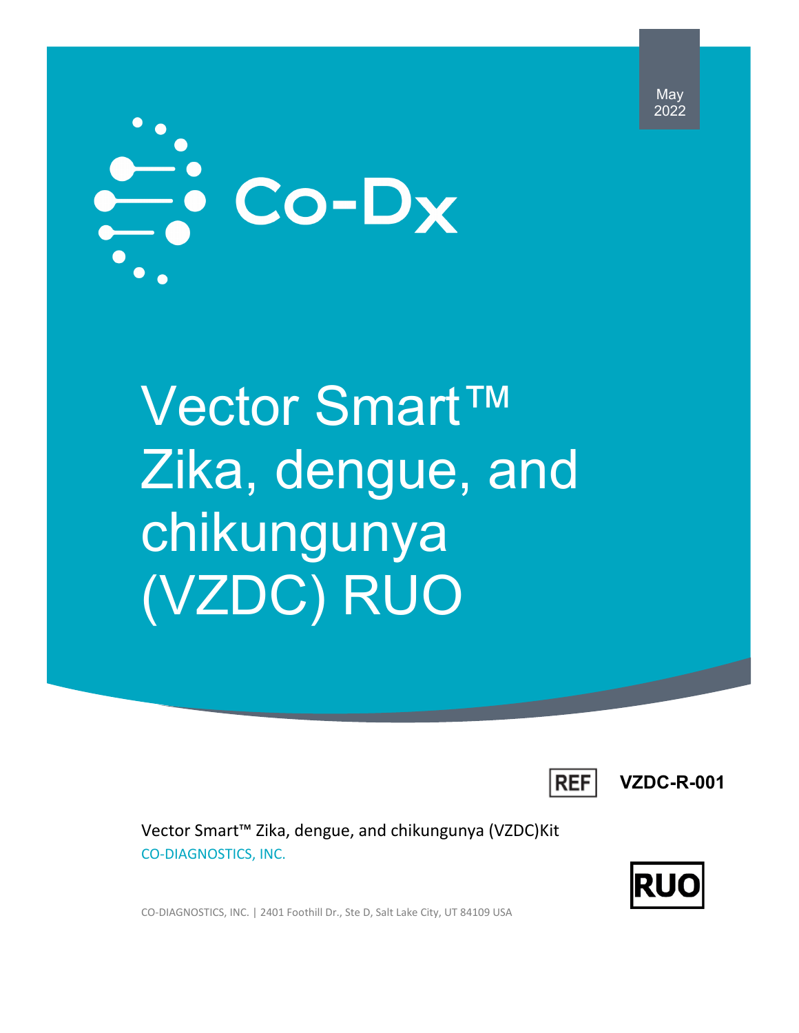May 2022

Co-Dx

# Vector Smart™ Zika, dengue, and chikungunya (VZDC) RUO

REF **VZDC-R-001**

Vector Smart™ Zika, dengue, and chikungunya (VZDC)Kit

CO-DIAGNOSTICS, INC.

RUO

CO-DIAGNOSTICS, INC. | 2401 Foothill Dr., Ste D, Salt Lake City, UT 84109 USA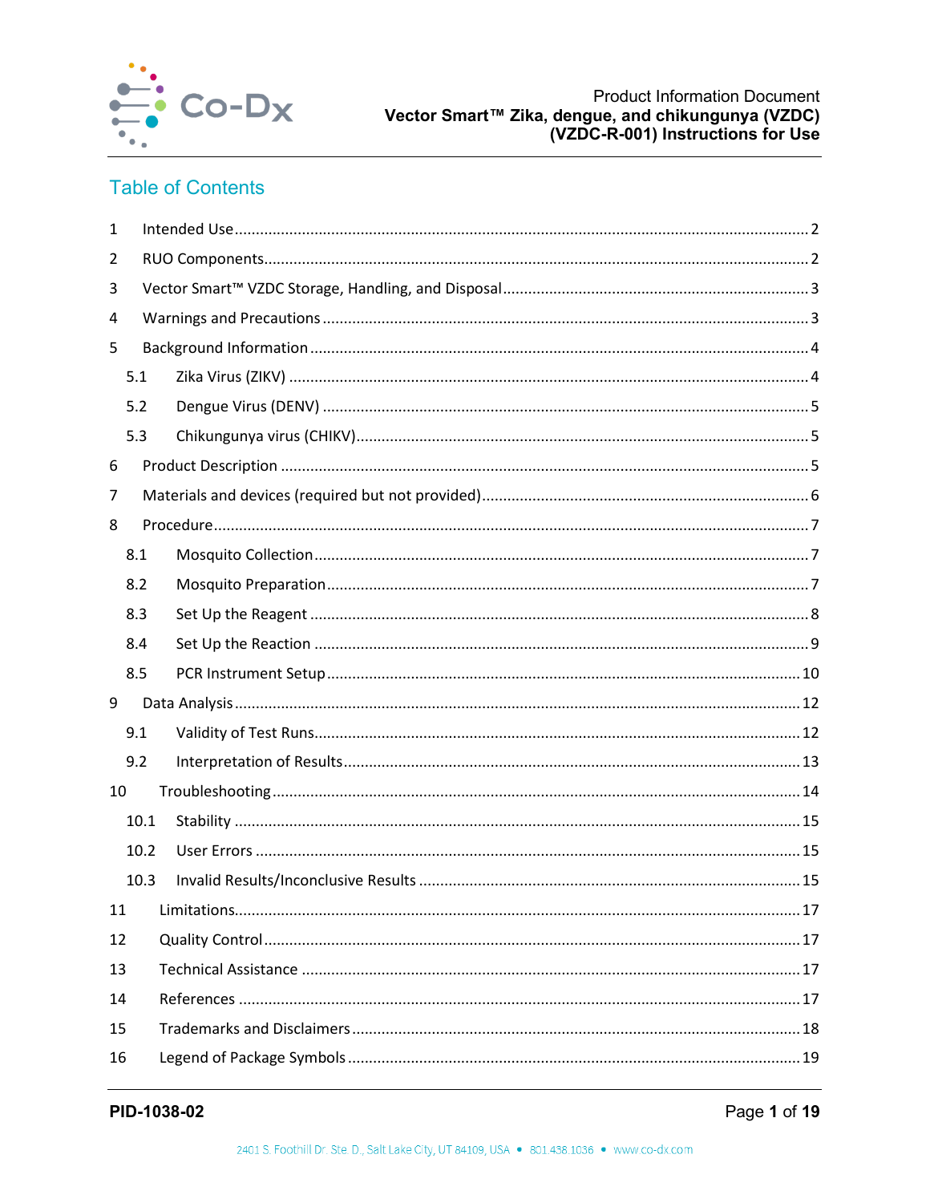# Table of Contents

| | | |
|---|---|---|
| 1 | Intended Use | 2 |
| 2 | RUO Components | 2 |
| 3 | Vector Smart™ VZDC Storage, Handling, and Disposal | 3 |
| 4 | Warnings and Precautions | 3 |
| 5 | Background Information | 4 |
| 5.1 | Zika Virus (ZIKV) | 4 |
| 5.2 | Dengue Virus (DENV) | 5 |
| 5.3 | Chikungunya virus (CHIKV) | 5 |
| 6 | Product Description | 5 |
| 7 | Materials and devices (required but not provided) | 6 |
| 8 | Procedure | 7 |
| 8.1 | Mosquito Collection | 7 |
| 8.2 | Mosquito Preparation | 7 |
| 8.3 | Set Up the Reagent | 8 |
| 8.4 | Set Up the Reaction | 9 |
| 8.5 | PCR Instrument Setup | 10 |
| 9 | Data Analysis | 12 |
| 9.1 | Validity of Test Runs | 12 |
| 9.2 | Interpretation of Results | 13 |
| 10 | Troubleshooting | 14 |
| 10.1 | Stability | 15 |
| 10.2 | User Errors | 15 |
| 10.3 | Invalid Results/Inconclusive Results | 15 |
| 11 | Limitations | 17 |
| 12 | Quality Control | 17 |
| 13 | Technical Assistance | 17 |
| 14 | References | 17 |
| 15 | Trademarks and Disclaimers | 18 |
| 16 | Legend of Package Symbols | 19 |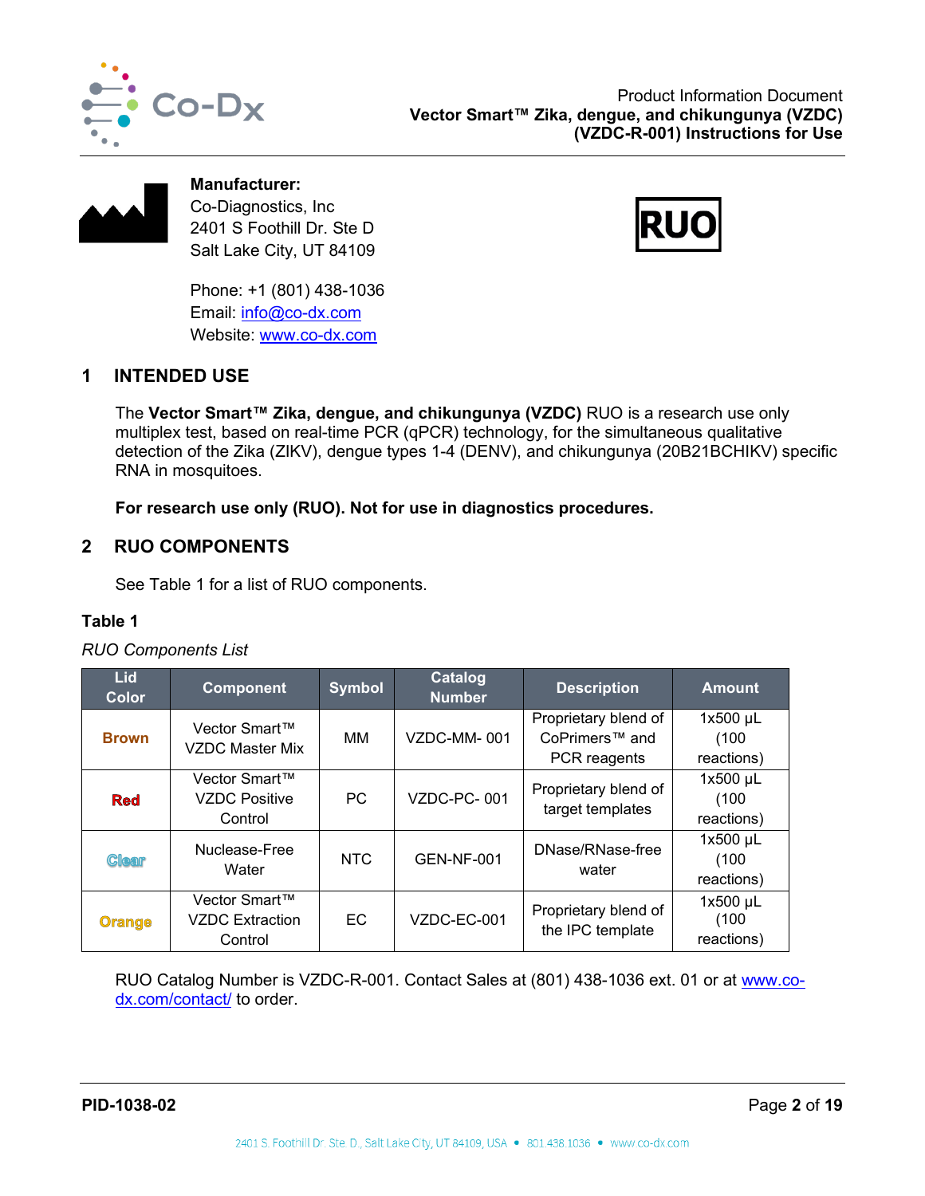**Manufacturer:**
Co-Diagnostics, Inc
2401 S Foothill Dr. Ste D
Salt Lake City, UT 84109

Phone: +1 (801) 438-1036
Email: info@co-dx.com
Website: www.co-dx.com

RUO

## 1 INTENDED USE

The **Vector Smart™ Zika, dengue, and chikungunya (VZDC)** RUO is a research use only multiplex test, based on real-time PCR (qPCR) technology, for the simultaneous qualitative detection of the Zika (ZIKV), dengue types 1-4 (DENV), and chikungunya (20B21BCHIKV) specific RNA in mosquitoes.

**For research use only (RUO). Not for use in diagnostics procedures.**

## 2 RUO COMPONENTS

See Table 1 for a list of RUO components.

**Table 1**

*RUO Components List*

| Lid Color | Component | Symbol | Catalog Number | Description | Amount |
|---|---|---|---|---|---|
| Brown | Vector Smart™ VZDC Master Mix | MM | VZDC-MM- 001 | Proprietary blend of CoPrimers™ and PCR reagents | 1x500 µL (100 reactions) |
| Red | Vector Smart™ VZDC Positive Control | PC | VZDC-PC- 001 | Proprietary blend of target templates | 1x500 µL (100 reactions) |
| Clear | Nuclease-Free Water | NTC | GEN-NF-001 | DNase/RNase-free water | 1x500 µL (100 reactions) |
| Orange | Vector Smart™ VZDC Extraction Control | EC | VZDC-EC-001 | Proprietary blend of the IPC template | 1x500 µL (100 reactions) |

RUO Catalog Number is VZDC-R-001. Contact Sales at (801) 438-1036 ext. 01 or at www.co-dx.com/contact/ to order.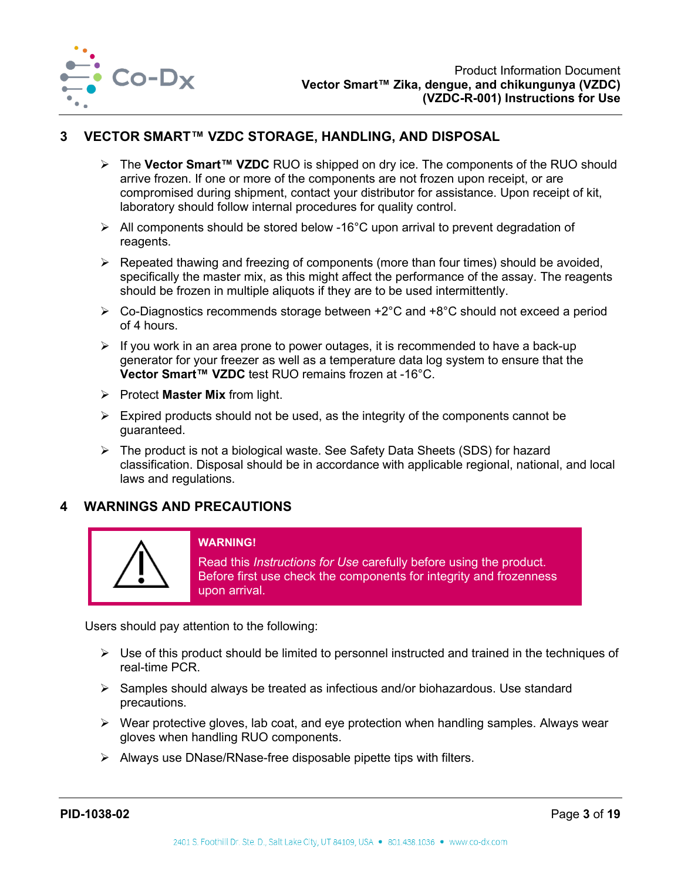## 3 VECTOR SMART™ VZDC STORAGE, HANDLING, AND DISPOSAL

- The **Vector Smart™ VZDC** RUO is shipped on dry ice. The components of the RUO should arrive frozen. If one or more of the components are not frozen upon receipt, or are compromised during shipment, contact your distributor for assistance. Upon receipt of kit, laboratory should follow internal procedures for quality control.
- All components should be stored below -16°C upon arrival to prevent degradation of reagents.
- Repeated thawing and freezing of components (more than four times) should be avoided, specifically the master mix, as this might affect the performance of the assay. The reagents should be frozen in multiple aliquots if they are to be used intermittently.
- Co-Diagnostics recommends storage between +2°C and +8°C should not exceed a period of 4 hours.
- If you work in an area prone to power outages, it is recommended to have a back-up generator for your freezer as well as a temperature data log system to ensure that the **Vector Smart™ VZDC** test RUO remains frozen at -16°C.
- Protect **Master Mix** from light.
- Expired products should not be used, as the integrity of the components cannot be guaranteed.
- The product is not a biological waste. See Safety Data Sheets (SDS) for hazard classification. Disposal should be in accordance with applicable regional, national, and local laws and regulations.

## 4 WARNINGS AND PRECAUTIONS

**WARNING!**

Read this *Instructions for Use* carefully before using the product. Before first use check the components for integrity and frozenness upon arrival.

Users should pay attention to the following:

- Use of this product should be limited to personnel instructed and trained in the techniques of real-time PCR.
- Samples should always be treated as infectious and/or biohazardous. Use standard precautions.
- Wear protective gloves, lab coat, and eye protection when handling samples. Always wear gloves when handling RUO components.
- Always use DNase/RNase-free disposable pipette tips with filters.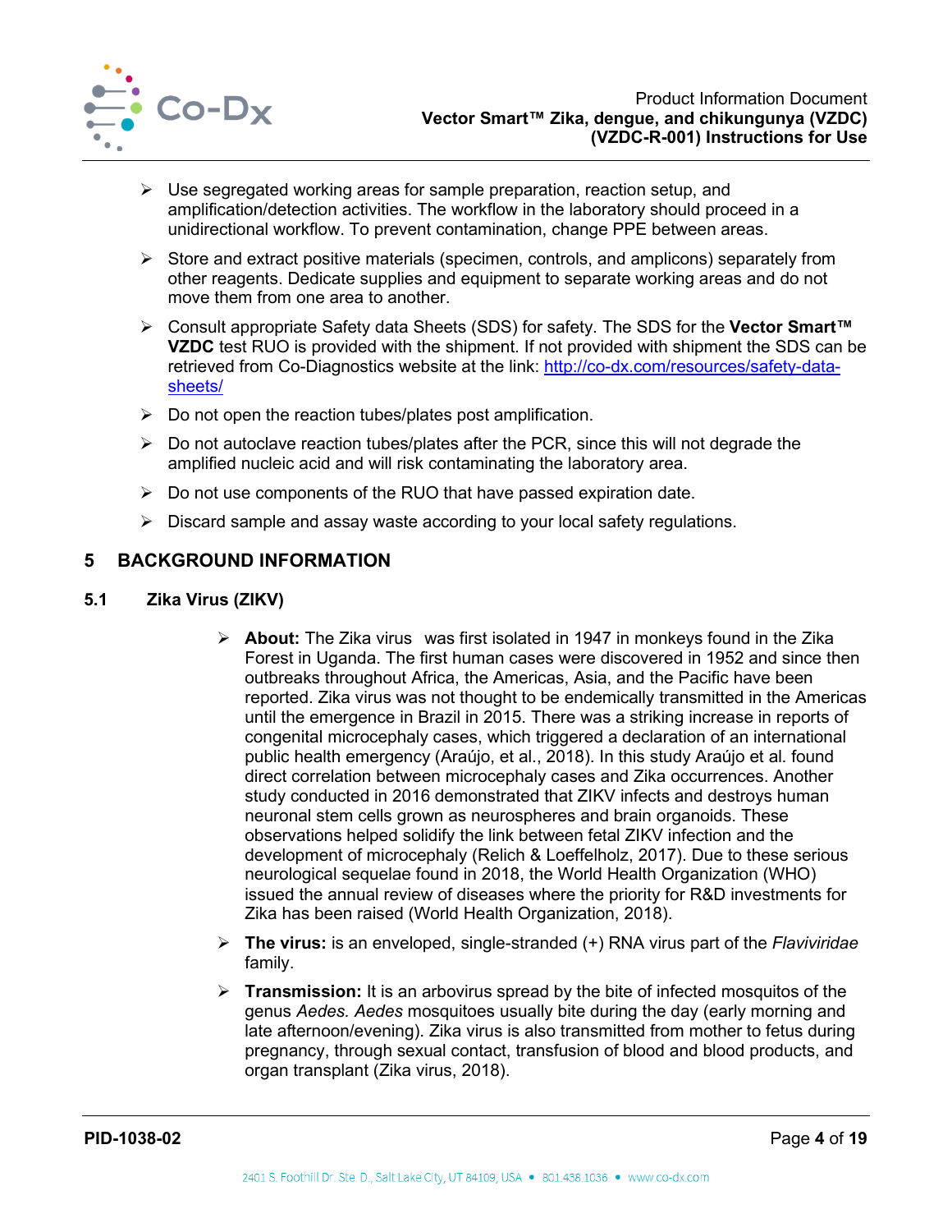- Use segregated working areas for sample preparation, reaction setup, and amplification/detection activities. The workflow in the laboratory should proceed in a unidirectional workflow. To prevent contamination, change PPE between areas.
- Store and extract positive materials (specimen, controls, and amplicons) separately from other reagents. Dedicate supplies and equipment to separate working areas and do not move them from one area to another.
- Consult appropriate Safety data Sheets (SDS) for safety. The SDS for the **Vector Smart™ VZDC** test RUO is provided with the shipment. If not provided with shipment the SDS can be retrieved from Co-Diagnostics website at the link: http://co-dx.com/resources/safety-data-sheets/
- Do not open the reaction tubes/plates post amplification.
- Do not autoclave reaction tubes/plates after the PCR, since this will not degrade the amplified nucleic acid and will risk contaminating the laboratory area.
- Do not use components of the RUO that have passed expiration date.
- Discard sample and assay waste according to your local safety regulations.

# 5 BACKGROUND INFORMATION

## 5.1 Zika Virus (ZIKV)

- **About:** The Zika virus was first isolated in 1947 in monkeys found in the Zika Forest in Uganda. The first human cases were discovered in 1952 and since then outbreaks throughout Africa, the Americas, Asia, and the Pacific have been reported. Zika virus was not thought to be endemically transmitted in the Americas until the emergence in Brazil in 2015. There was a striking increase in reports of congenital microcephaly cases, which triggered a declaration of an international public health emergency (Araújo, et al., 2018). In this study Araújo et al. found direct correlation between microcephaly cases and Zika occurrences. Another study conducted in 2016 demonstrated that ZIKV infects and destroys human neuronal stem cells grown as neurospheres and brain organoids. These observations helped solidify the link between fetal ZIKV infection and the development of microcephaly (Relich & Loeffelholz, 2017). Due to these serious neurological sequelae found in 2018, the World Health Organization (WHO) issued the annual review of diseases where the priority for R&D investments for Zika has been raised (World Health Organization, 2018).
- **The virus:** is an enveloped, single-stranded (+) RNA virus part of the *Flaviviridae* family.
- **Transmission:** It is an arbovirus spread by the bite of infected mosquitos of the genus *Aedes*. *Aedes* mosquitoes usually bite during the day (early morning and late afternoon/evening). Zika virus is also transmitted from mother to fetus during pregnancy, through sexual contact, transfusion of blood and blood products, and organ transplant (Zika virus, 2018).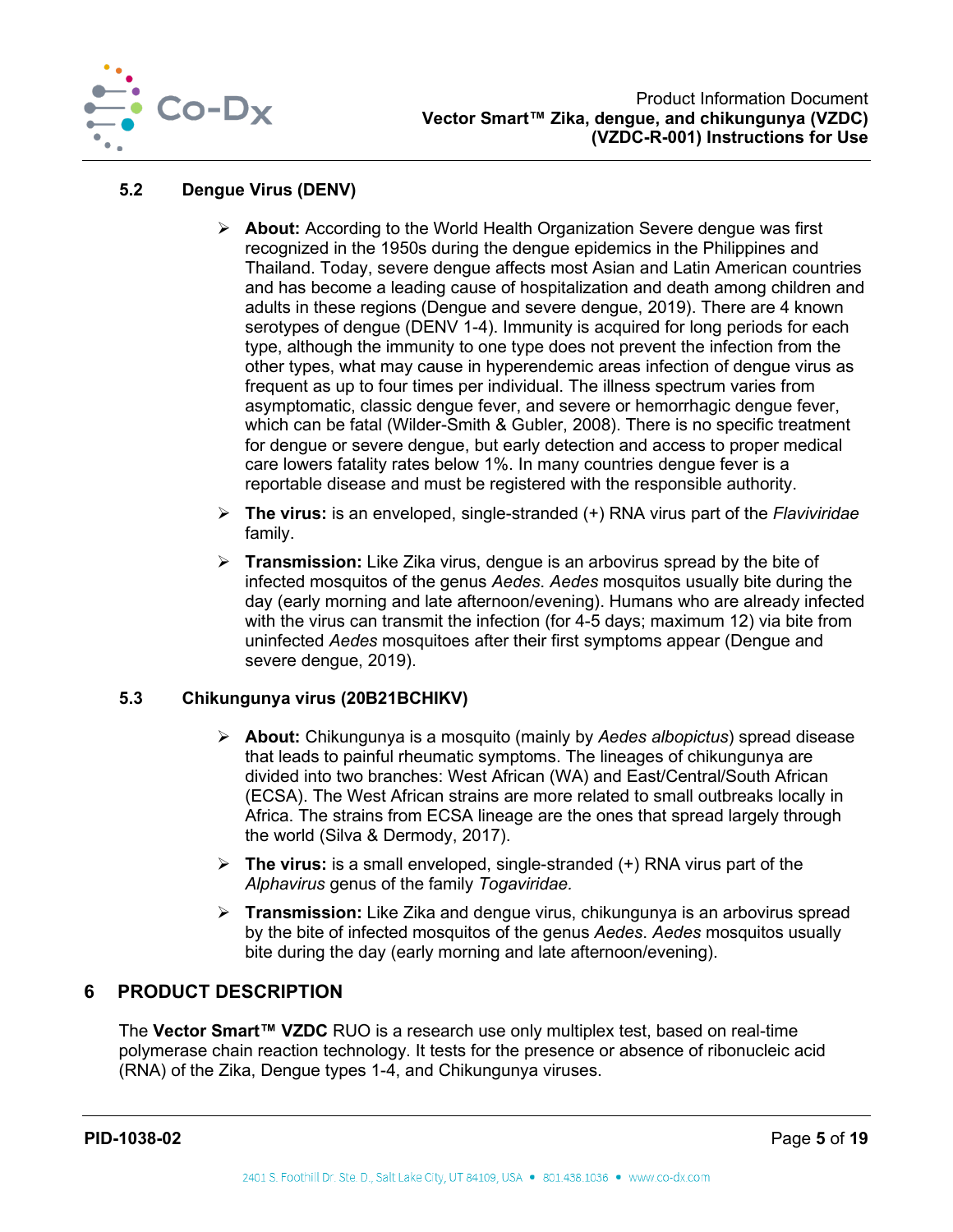### 5.2 Dengue Virus (DENV)

- **About:** According to the World Health Organization Severe dengue was first recognized in the 1950s during the dengue epidemics in the Philippines and Thailand. Today, severe dengue affects most Asian and Latin American countries and has become a leading cause of hospitalization and death among children and adults in these regions (Dengue and severe dengue, 2019). There are 4 known serotypes of dengue (DENV 1-4). Immunity is acquired for long periods for each type, although the immunity to one type does not prevent the infection from the other types, what may cause in hyperendemic areas infection of dengue virus as frequent as up to four times per individual. The illness spectrum varies from asymptomatic, classic dengue fever, and severe or hemorrhagic dengue fever, which can be fatal (Wilder-Smith & Gubler, 2008). There is no specific treatment for dengue or severe dengue, but early detection and access to proper medical care lowers fatality rates below 1%. In many countries dengue fever is a reportable disease and must be registered with the responsible authority.
- **The virus:** is an enveloped, single-stranded (+) RNA virus part of the *Flaviviridae* family.
- **Transmission:** Like Zika virus, dengue is an arbovirus spread by the bite of infected mosquitos of the genus *Aedes*. *Aedes* mosquitos usually bite during the day (early morning and late afternoon/evening). Humans who are already infected with the virus can transmit the infection (for 4-5 days; maximum 12) via bite from uninfected *Aedes* mosquitoes after their first symptoms appear (Dengue and severe dengue, 2019).

### 5.3 Chikungunya virus (20B21BCHIKV)

- **About:** Chikungunya is a mosquito (mainly by *Aedes albopictus*) spread disease that leads to painful rheumatic symptoms. The lineages of chikungunya are divided into two branches: West African (WA) and East/Central/South African (ECSA). The West African strains are more related to small outbreaks locally in Africa. The strains from ECSA lineage are the ones that spread largely through the world (Silva & Dermody, 2017).
- **The virus:** is a small enveloped, single-stranded (+) RNA virus part of the *Alphavirus* genus of the family *Togaviridae.*
- **Transmission:** Like Zika and dengue virus, chikungunya is an arbovirus spread by the bite of infected mosquitos of the genus *Aedes*. *Aedes* mosquitos usually bite during the day (early morning and late afternoon/evening).

## 6 PRODUCT DESCRIPTION

The **Vector Smart™ VZDC** RUO is a research use only multiplex test, based on real-time polymerase chain reaction technology. It tests for the presence or absence of ribonucleic acid (RNA) of the Zika, Dengue types 1-4, and Chikungunya viruses.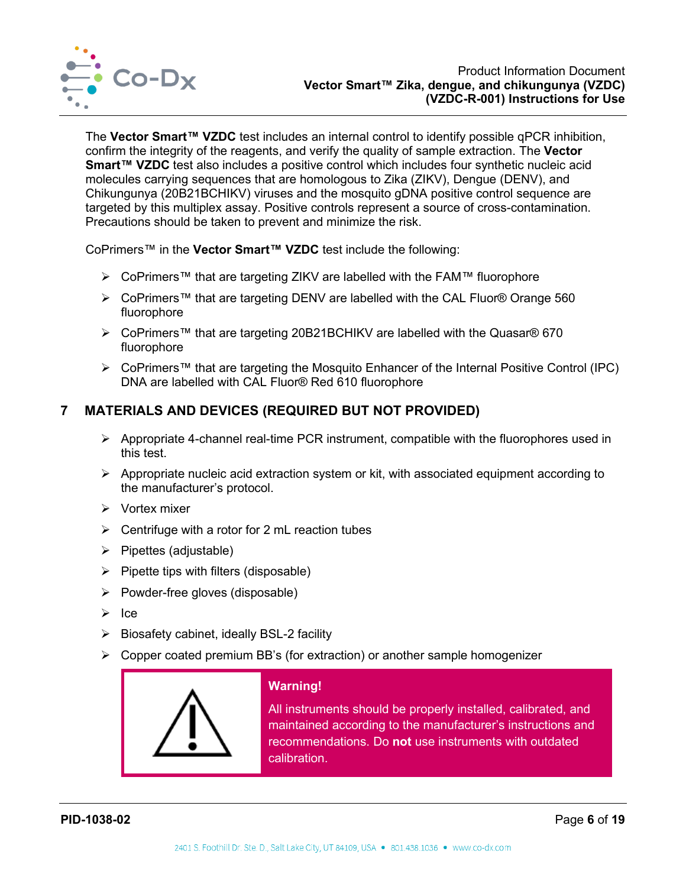The **Vector Smart™ VZDC** test includes an internal control to identify possible qPCR inhibition, confirm the integrity of the reagents, and verify the quality of sample extraction. The **Vector Smart™ VZDC** test also includes a positive control which includes four synthetic nucleic acid molecules carrying sequences that are homologous to Zika (ZIKV), Dengue (DENV), and Chikungunya (20B21BCHIKV) viruses and the mosquito gDNA positive control sequence are targeted by this multiplex assay. Positive controls represent a source of cross-contamination. Precautions should be taken to prevent and minimize the risk.

CoPrimers™ in the **Vector Smart™ VZDC** test include the following:

- CoPrimers™ that are targeting ZIKV are labelled with the FAM™ fluorophore
- CoPrimers™ that are targeting DENV are labelled with the CAL Fluor® Orange 560 fluorophore
- CoPrimers™ that are targeting 20B21BCHIKV are labelled with the Quasar® 670 fluorophore
- CoPrimers™ that are targeting the Mosquito Enhancer of the Internal Positive Control (IPC) DNA are labelled with CAL Fluor® Red 610 fluorophore

## 7 MATERIALS AND DEVICES (REQUIRED BUT NOT PROVIDED)

- Appropriate 4-channel real-time PCR instrument, compatible with the fluorophores used in this test.
- Appropriate nucleic acid extraction system or kit, with associated equipment according to the manufacturer's protocol.
- Vortex mixer
- Centrifuge with a rotor for 2 mL reaction tubes
- Pipettes (adjustable)
- Pipette tips with filters (disposable)
- Powder-free gloves (disposable)
- Ice
- Biosafety cabinet, ideally BSL-2 facility
- Copper coated premium BB's (for extraction) or another sample homogenizer

**Warning!**

All instruments should be properly installed, calibrated, and maintained according to the manufacturer's instructions and recommendations. Do **not** use instruments with outdated calibration.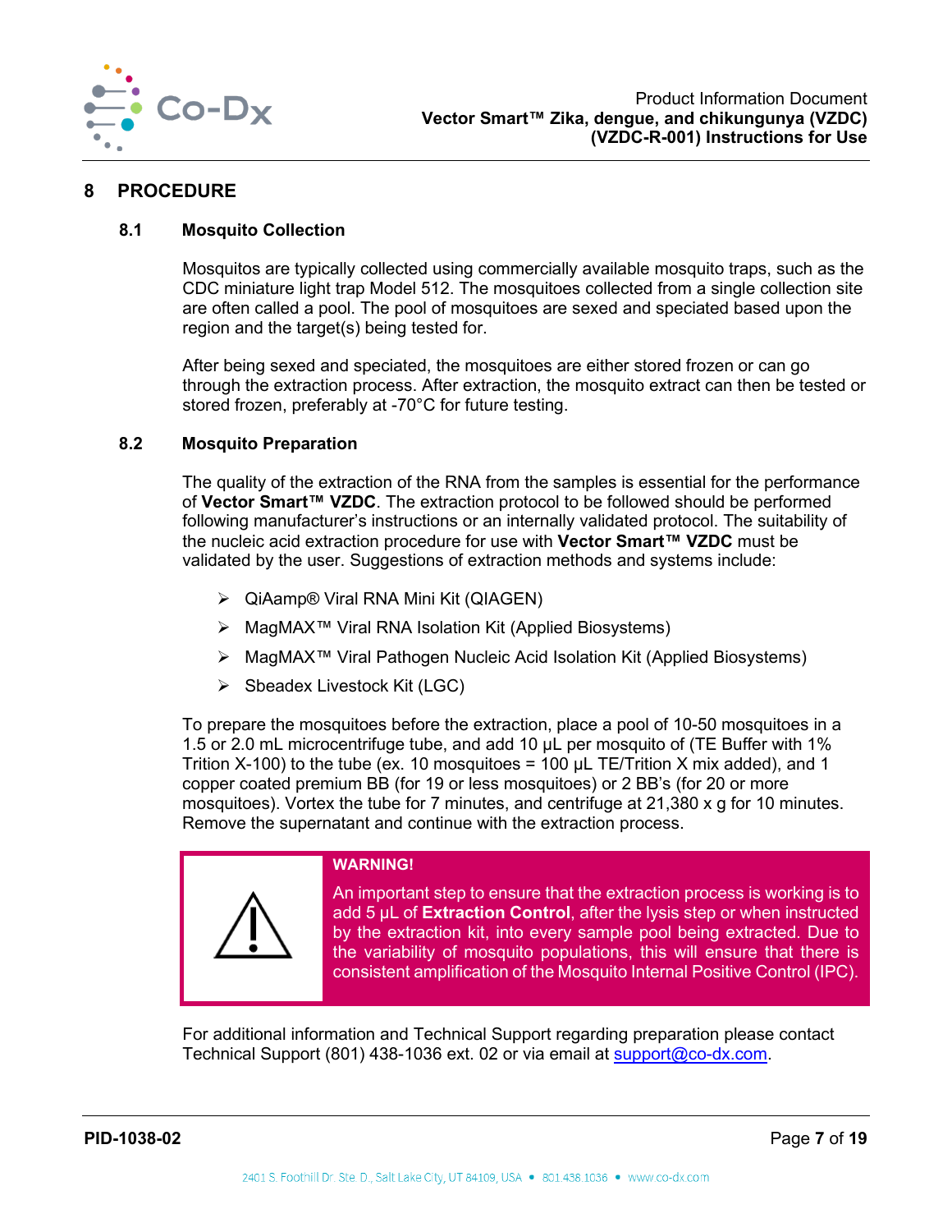# 8 PROCEDURE

## 8.1 Mosquito Collection

Mosquitos are typically collected using commercially available mosquito traps, such as the CDC miniature light trap Model 512. The mosquitoes collected from a single collection site are often called a pool. The pool of mosquitoes are sexed and speciated based upon the region and the target(s) being tested for.

After being sexed and speciated, the mosquitoes are either stored frozen or can go through the extraction process. After extraction, the mosquito extract can then be tested or stored frozen, preferably at -70°C for future testing.

## 8.2 Mosquito Preparation

The quality of the extraction of the RNA from the samples is essential for the performance of **Vector Smart™ VZDC**. The extraction protocol to be followed should be performed following manufacturer's instructions or an internally validated protocol. The suitability of the nucleic acid extraction procedure for use with **Vector Smart™ VZDC** must be validated by the user. Suggestions of extraction methods and systems include:

- QiAamp® Viral RNA Mini Kit (QIAGEN)
- MagMAX™ Viral RNA Isolation Kit (Applied Biosystems)
- MagMAX™ Viral Pathogen Nucleic Acid Isolation Kit (Applied Biosystems)
- Sbeadex Livestock Kit (LGC)

To prepare the mosquitoes before the extraction, place a pool of 10-50 mosquitoes in a 1.5 or 2.0 mL microcentrifuge tube, and add 10 µL per mosquito of (TE Buffer with 1% Trition X-100) to the tube (ex. 10 mosquitoes = 100 µL TE/Trition X mix added), and 1 copper coated premium BB (for 19 or less mosquitoes) or 2 BB's (for 20 or more mosquitoes). Vortex the tube for 7 minutes, and centrifuge at 21,380 x g for 10 minutes. Remove the supernatant and continue with the extraction process.

**WARNING!**

An important step to ensure that the extraction process is working is to add 5 µL of **Extraction Control**, after the lysis step or when instructed by the extraction kit, into every sample pool being extracted. Due to the variability of mosquito populations, this will ensure that there is consistent amplification of the Mosquito Internal Positive Control (IPC).

For additional information and Technical Support regarding preparation please contact Technical Support (801) 438-1036 ext. 02 or via email at support@co-dx.com.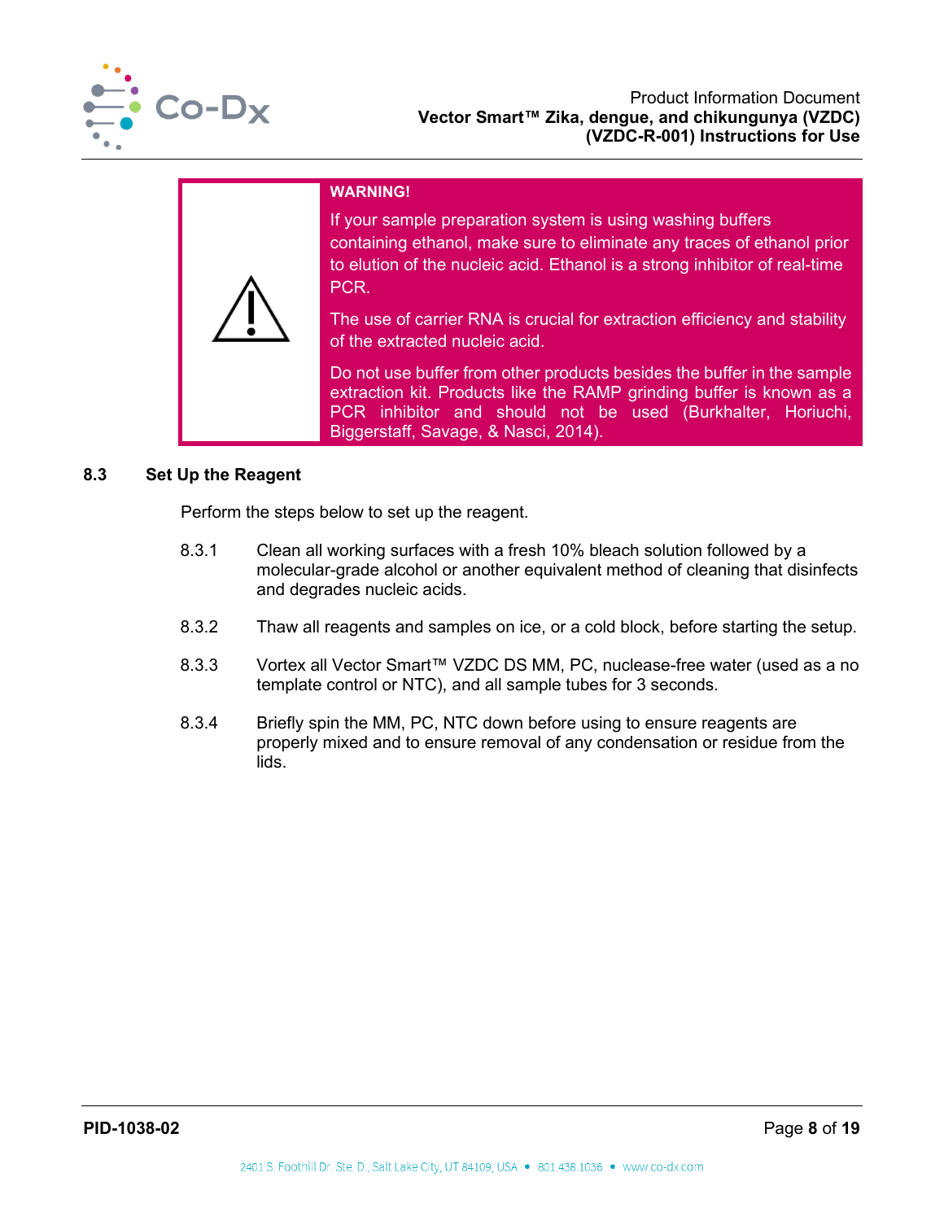**WARNING!**

If your sample preparation system is using washing buffers containing ethanol, make sure to eliminate any traces of ethanol prior to elution of the nucleic acid. Ethanol is a strong inhibitor of real-time PCR.

The use of carrier RNA is crucial for extraction efficiency and stability of the extracted nucleic acid.

Do not use buffer from other products besides the buffer in the sample extraction kit. Products like the RAMP grinding buffer is known as a PCR inhibitor and should not be used (Burkhalter, Horiuchi, Biggerstaff, Savage, & Nasci, 2014).

## 8.3 Set Up the Reagent

Perform the steps below to set up the reagent.

8.3.1 Clean all working surfaces with a fresh 10% bleach solution followed by a molecular-grade alcohol or another equivalent method of cleaning that disinfects and degrades nucleic acids.

8.3.2 Thaw all reagents and samples on ice, or a cold block, before starting the setup.

8.3.3 Vortex all Vector Smart™ VZDC DS MM, PC, nuclease-free water (used as a no template control or NTC), and all sample tubes for 3 seconds.

8.3.4 Briefly spin the MM, PC, NTC down before using to ensure reagents are properly mixed and to ensure removal of any condensation or residue from the lids.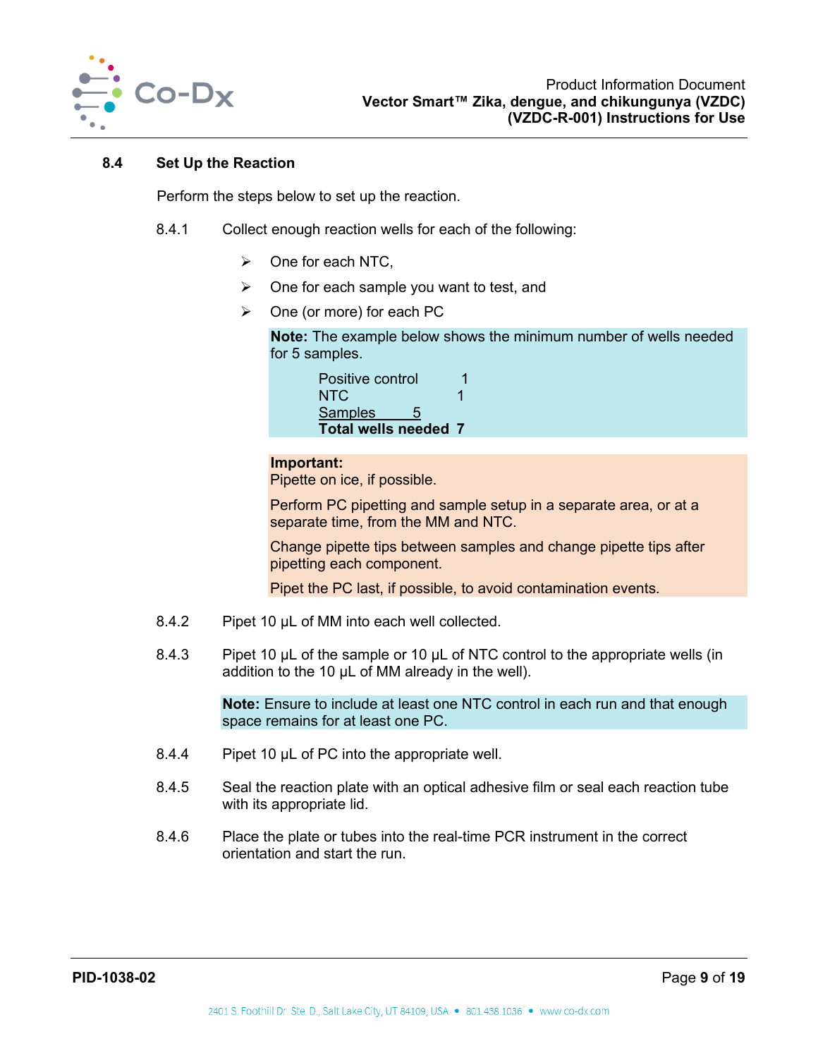### 8.4 Set Up the Reaction

Perform the steps below to set up the reaction.

8.4.1 Collect enough reaction wells for each of the following:

- One for each NTC,
- One for each sample you want to test, and
- One (or more) for each PC

**Note:** The example below shows the minimum number of wells needed for 5 samples.

| | |
|---|---|
| Positive control | 1 |
| NTC | 1 |
| Samples | 5 |
| **Total wells needed** | **7** |

**Important:**
Pipette on ice, if possible.

Perform PC pipetting and sample setup in a separate area, or at a separate time, from the MM and NTC.

Change pipette tips between samples and change pipette tips after pipetting each component.

Pipet the PC last, if possible, to avoid contamination events.

8.4.2 Pipet 10 µL of MM into each well collected.

8.4.3 Pipet 10 µL of the sample or 10 µL of NTC control to the appropriate wells (in addition to the 10 µL of MM already in the well).

**Note:** Ensure to include at least one NTC control in each run and that enough space remains for at least one PC.

8.4.4 Pipet 10 µL of PC into the appropriate well.

8.4.5 Seal the reaction plate with an optical adhesive film or seal each reaction tube with its appropriate lid.

8.4.6 Place the plate or tubes into the real-time PCR instrument in the correct orientation and start the run.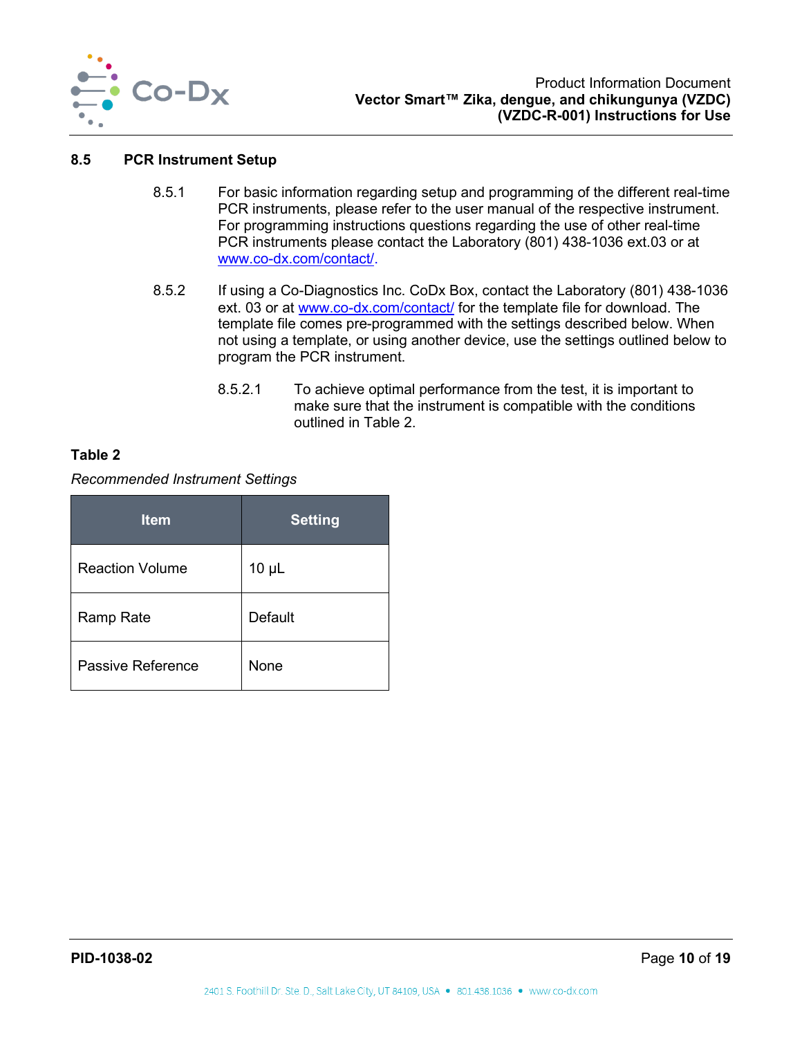## 8.5 PCR Instrument Setup

8.5.1 For basic information regarding setup and programming of the different real-time PCR instruments, please refer to the user manual of the respective instrument. For programming instructions questions regarding the use of other real-time PCR instruments please contact the Laboratory (801) 438-1036 ext.03 or at www.co-dx.com/contact/.

8.5.2 If using a Co-Diagnostics Inc. CoDx Box, contact the Laboratory (801) 438-1036 ext. 03 or at www.co-dx.com/contact/ for the template file for download. The template file comes pre-programmed with the settings described below. When not using a template, or using another device, use the settings outlined below to program the PCR instrument.

8.5.2.1 To achieve optimal performance from the test, it is important to make sure that the instrument is compatible with the conditions outlined in Table 2.

**Table 2**

*Recommended Instrument Settings*

| Item | Setting |
|---|---|
| Reaction Volume | 10 µL |
| Ramp Rate | Default |
| Passive Reference | None |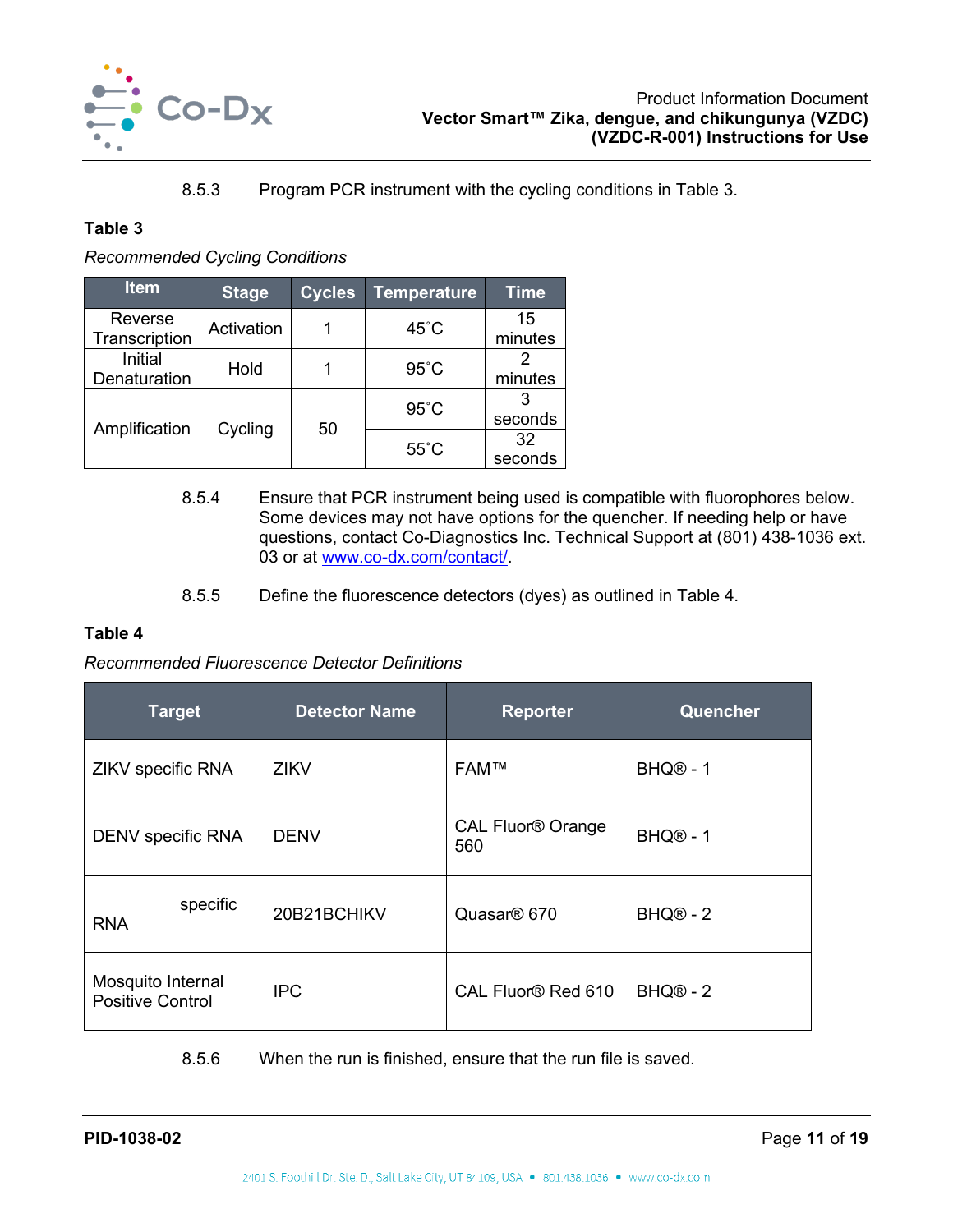8.5.3 Program PCR instrument with the cycling conditions in Table 3.

**Table 3**

*Recommended Cycling Conditions*

| Item | Stage | Cycles | Temperature | Time |
|---|---|---|---|---|
| Reverse Transcription | Activation | 1 | 45˚C | 15 minutes |
| Initial Denaturation | Hold | 1 | 95˚C | 2 minutes |
| Amplification | Cycling | 50 | 95˚C | 3 seconds |
| | | | 55˚C | 32 seconds |

8.5.4 Ensure that PCR instrument being used is compatible with fluorophores below. Some devices may not have options for the quencher. If needing help or have questions, contact Co-Diagnostics Inc. Technical Support at (801) 438-1036 ext. 03 or at www.co-dx.com/contact/.

8.5.5 Define the fluorescence detectors (dyes) as outlined in Table 4.

**Table 4**

*Recommended Fluorescence Detector Definitions*

| Target | Detector Name | Reporter | Quencher |
|---|---|---|---|
| ZIKV specific RNA | ZIKV | FAM™ | BHQ® - 1 |
| DENV specific RNA | DENV | CAL Fluor® Orange 560 | BHQ® - 1 |
| specific RNA | 20B21BCHIKV | Quasar® 670 | BHQ® - 2 |
| Mosquito Internal Positive Control | IPC | CAL Fluor® Red 610 | BHQ® - 2 |

8.5.6 When the run is finished, ensure that the run file is saved.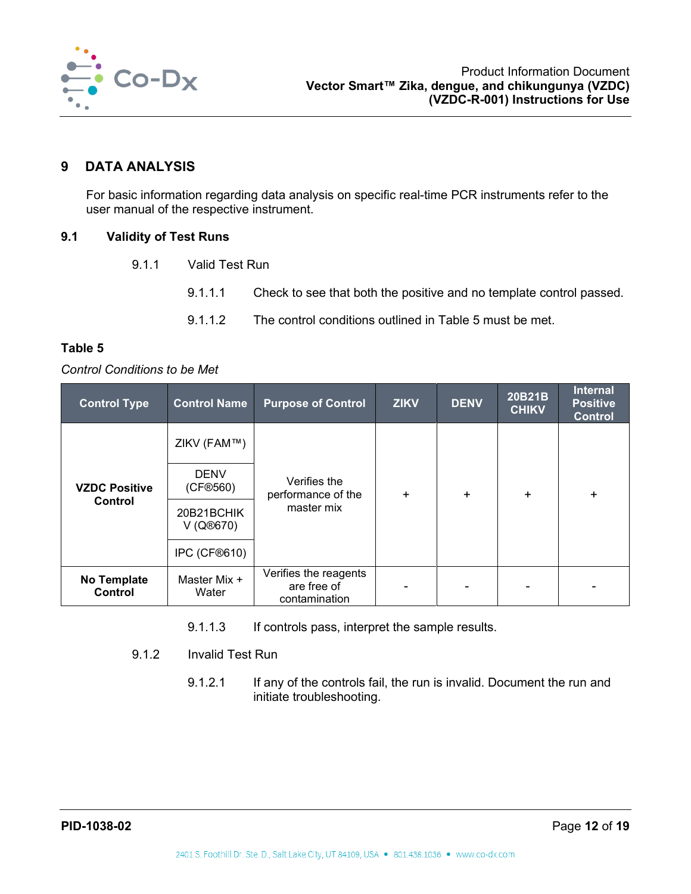# 9 DATA ANALYSIS

For basic information regarding data analysis on specific real-time PCR instruments refer to the user manual of the respective instrument.

## 9.1 Validity of Test Runs

### 9.1.1 Valid Test Run

9.1.1.1 Check to see that both the positive and no template control passed.

9.1.1.2 The control conditions outlined in Table 5 must be met.

**Table 5**

*Control Conditions to be Met*

| Control Type | Control Name | Purpose of Control | ZIKV | DENV | 20B21B CHIKV | Internal Positive Control |
|---|---|---|---|---|---|---|
| **VZDC Positive Control** | ZIKV (FAM™) | Verifies the performance of the master mix | + | + | + | + |
| | DENV (CF®560) | | | | | |
| | 20B21BCHIKV (Q®670) | | | | | |
| | IPC (CF®610) | | | | | |
| **No Template Control** | Master Mix + Water | Verifies the reagents are free of contamination | - | - | - | - |

9.1.1.3 If controls pass, interpret the sample results.

### 9.1.2 Invalid Test Run

9.1.2.1 If any of the controls fail, the run is invalid. Document the run and initiate troubleshooting.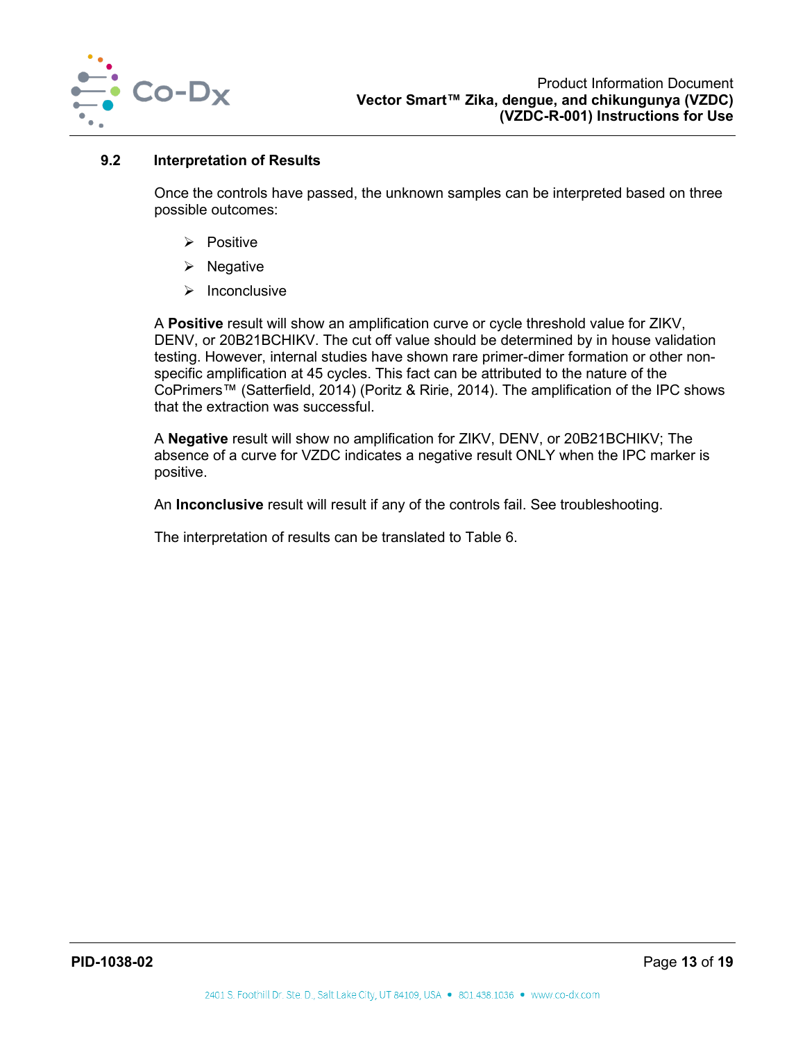### 9.2 Interpretation of Results

Once the controls have passed, the unknown samples can be interpreted based on three possible outcomes:

- Positive
- Negative
- Inconclusive

A **Positive** result will show an amplification curve or cycle threshold value for ZIKV, DENV, or 20B21BCHIKV. The cut off value should be determined by in house validation testing. However, internal studies have shown rare primer-dimer formation or other non-specific amplification at 45 cycles. This fact can be attributed to the nature of the CoPrimers™ (Satterfield, 2014) (Poritz & Ririe, 2014). The amplification of the IPC shows that the extraction was successful.

A **Negative** result will show no amplification for ZIKV, DENV, or 20B21BCHIKV; The absence of a curve for VZDC indicates a negative result ONLY when the IPC marker is positive.

An **Inconclusive** result will result if any of the controls fail. See troubleshooting.

The interpretation of results can be translated to Table 6.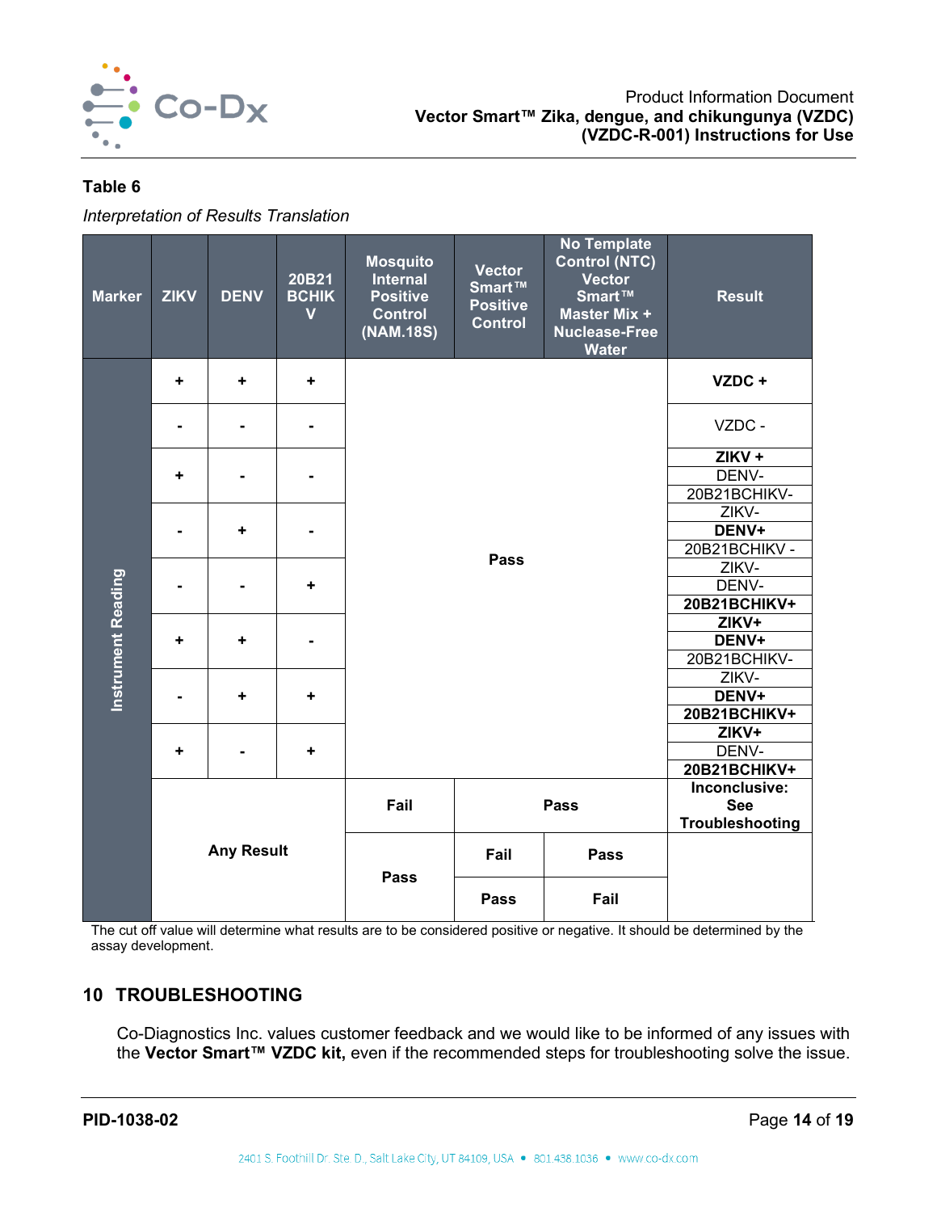**Table 6**

*Interpretation of Results Translation*

| Marker | ZIKV | DENV | 20B21 BCHIKV | Mosquito Internal Positive Control (NAM.18S) | Vector Smart™ Positive Control | No Template Control (NTC) Vector Smart™ Master Mix + Nuclease-Free Water | Result |
|---|---|---|---|---|---|---|---|
| Instrument Reading | + | + | + | Pass | Pass | Pass | **VZDC +** |
| | - | - | - | Pass | Pass | Pass | VZDC - |
| | + | - | - | Pass | Pass | Pass | **ZIKV +** DENV- 20B21BCHIKV- |
| | - | + | - | Pass | Pass | Pass | ZIKV- **DENV+** 20B21BCHIKV - |
| | - | - | + | Pass | Pass | Pass | ZIKV- DENV- **20B21BCHIKV+** |
| | + | + | - | Pass | Pass | Pass | **ZIKV+** **DENV+** 20B21BCHIKV- |
| | - | + | + | Pass | Pass | Pass | ZIKV- **DENV+** **20B21BCHIKV+** |
| | + | - | + | Pass | Pass | Pass | **ZIKV+** DENV- **20B21BCHIKV+** |
| | Any Result | | | Fail | Pass | Pass | **Inconclusive: See Troubleshooting** |
| | Any Result | | | Pass | Fail | Pass | **Inconclusive: See Troubleshooting** |
| | Any Result | | | Pass | Pass | Fail | **Inconclusive: See Troubleshooting** |

The cut off value will determine what results are to be considered positive or negative. It should be determined by the assay development.

## 10 TROUBLESHOOTING

Co-Diagnostics Inc. values customer feedback and we would like to be informed of any issues with the **Vector Smart™ VZDC kit,** even if the recommended steps for troubleshooting solve the issue.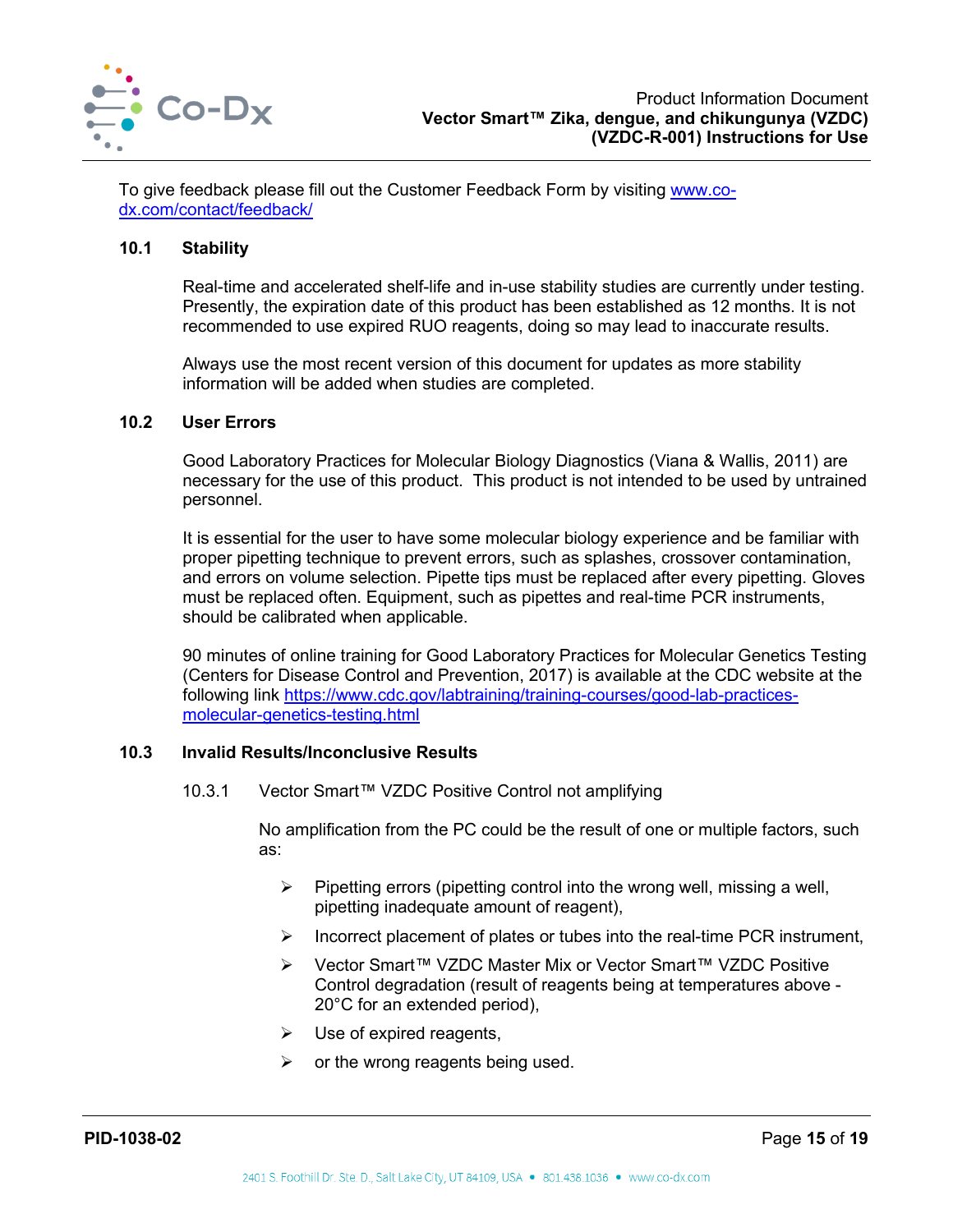To give feedback please fill out the Customer Feedback Form by visiting [www.co-dx.com/contact/feedback/](www.co-dx.com/contact/feedback/)

### 10.1 Stability

Real-time and accelerated shelf-life and in-use stability studies are currently under testing. Presently, the expiration date of this product has been established as 12 months. It is not recommended to use expired RUO reagents, doing so may lead to inaccurate results.

Always use the most recent version of this document for updates as more stability information will be added when studies are completed.

### 10.2 User Errors

Good Laboratory Practices for Molecular Biology Diagnostics (Viana & Wallis, 2011) are necessary for the use of this product. This product is not intended to be used by untrained personnel.

It is essential for the user to have some molecular biology experience and be familiar with proper pipetting technique to prevent errors, such as splashes, crossover contamination, and errors on volume selection. Pipette tips must be replaced after every pipetting. Gloves must be replaced often. Equipment, such as pipettes and real-time PCR instruments, should be calibrated when applicable.

90 minutes of online training for Good Laboratory Practices for Molecular Genetics Testing (Centers for Disease Control and Prevention, 2017) is available at the CDC website at the following link [https://www.cdc.gov/labtraining/training-courses/good-lab-practices-molecular-genetics-testing.html](https://www.cdc.gov/labtraining/training-courses/good-lab-practices-molecular-genetics-testing.html)

### 10.3 Invalid Results/Inconclusive Results

#### 10.3.1 Vector Smart™ VZDC Positive Control not amplifying

No amplification from the PC could be the result of one or multiple factors, such as:

- Pipetting errors (pipetting control into the wrong well, missing a well, pipetting inadequate amount of reagent),
- Incorrect placement of plates or tubes into the real-time PCR instrument,
- Vector Smart™ VZDC Master Mix or Vector Smart™ VZDC Positive Control degradation (result of reagents being at temperatures above -20°C for an extended period),
- Use of expired reagents,
- or the wrong reagents being used.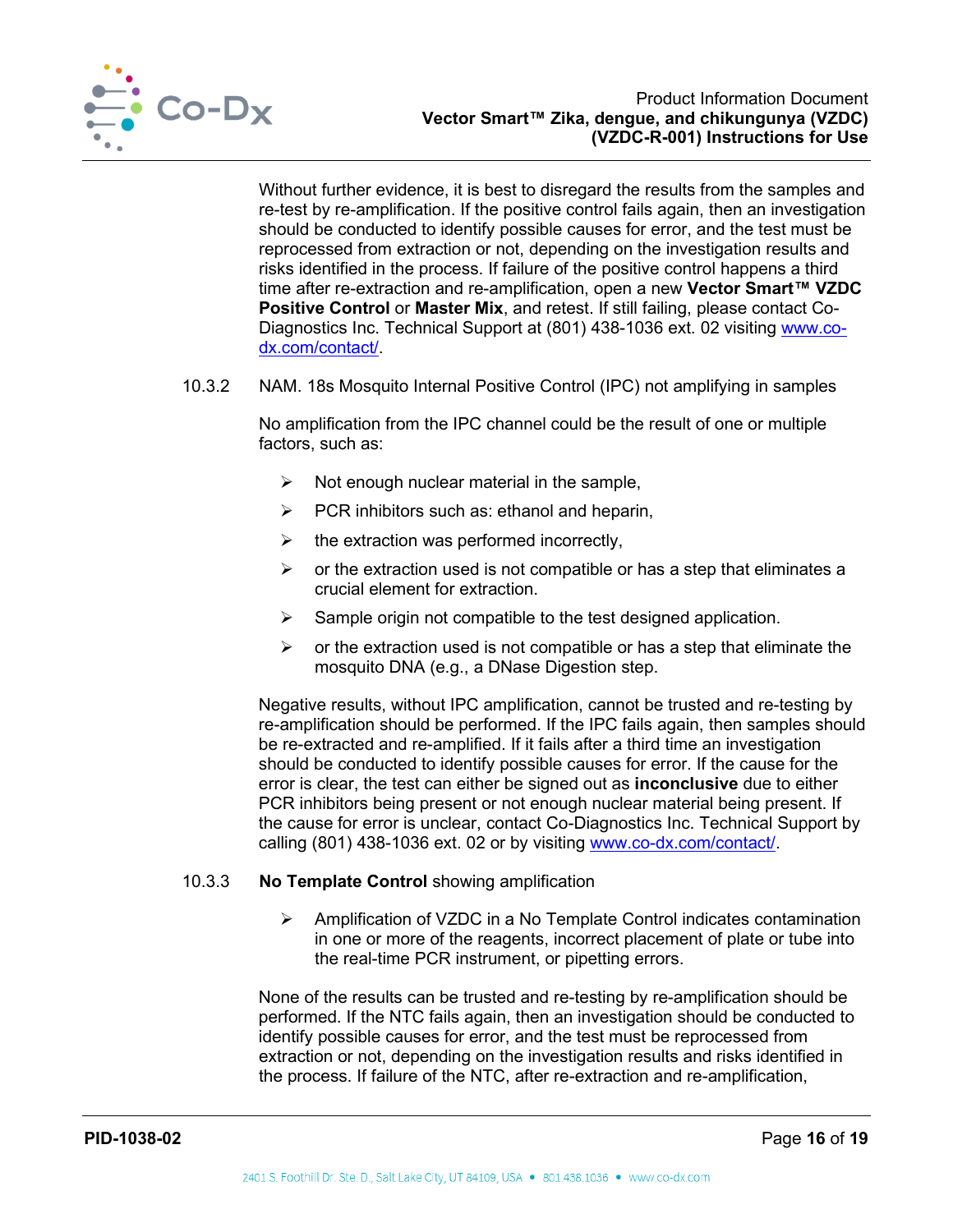Without further evidence, it is best to disregard the results from the samples and re-test by re-amplification. If the positive control fails again, then an investigation should be conducted to identify possible causes for error, and the test must be reprocessed from extraction or not, depending on the investigation results and risks identified in the process. If failure of the positive control happens a third time after re-extraction and re-amplification, open a new **Vector Smart™ VZDC Positive Control** or **Master Mix**, and retest. If still failing, please contact Co-Diagnostics Inc. Technical Support at (801) 438-1036 ext. 02 visiting www.co-dx.com/contact/.

10.3.2 NAM. 18s Mosquito Internal Positive Control (IPC) not amplifying in samples

No amplification from the IPC channel could be the result of one or multiple factors, such as:

- Not enough nuclear material in the sample,
- PCR inhibitors such as: ethanol and heparin,
- the extraction was performed incorrectly,
- or the extraction used is not compatible or has a step that eliminates a crucial element for extraction.
- Sample origin not compatible to the test designed application.
- or the extraction used is not compatible or has a step that eliminate the mosquito DNA (e.g., a DNase Digestion step.

Negative results, without IPC amplification, cannot be trusted and re-testing by re-amplification should be performed. If the IPC fails again, then samples should be re-extracted and re-amplified. If it fails after a third time an investigation should be conducted to identify possible causes for error. If the cause for the error is clear, the test can either be signed out as **inconclusive** due to either PCR inhibitors being present or not enough nuclear material being present. If the cause for error is unclear, contact Co-Diagnostics Inc. Technical Support by calling (801) 438-1036 ext. 02 or by visiting www.co-dx.com/contact/.

10.3.3 **No Template Control** showing amplification

- Amplification of VZDC in a No Template Control indicates contamination in one or more of the reagents, incorrect placement of plate or tube into the real-time PCR instrument, or pipetting errors.

None of the results can be trusted and re-testing by re-amplification should be performed. If the NTC fails again, then an investigation should be conducted to identify possible causes for error, and the test must be reprocessed from extraction or not, depending on the investigation results and risks identified in the process. If failure of the NTC, after re-extraction and re-amplification,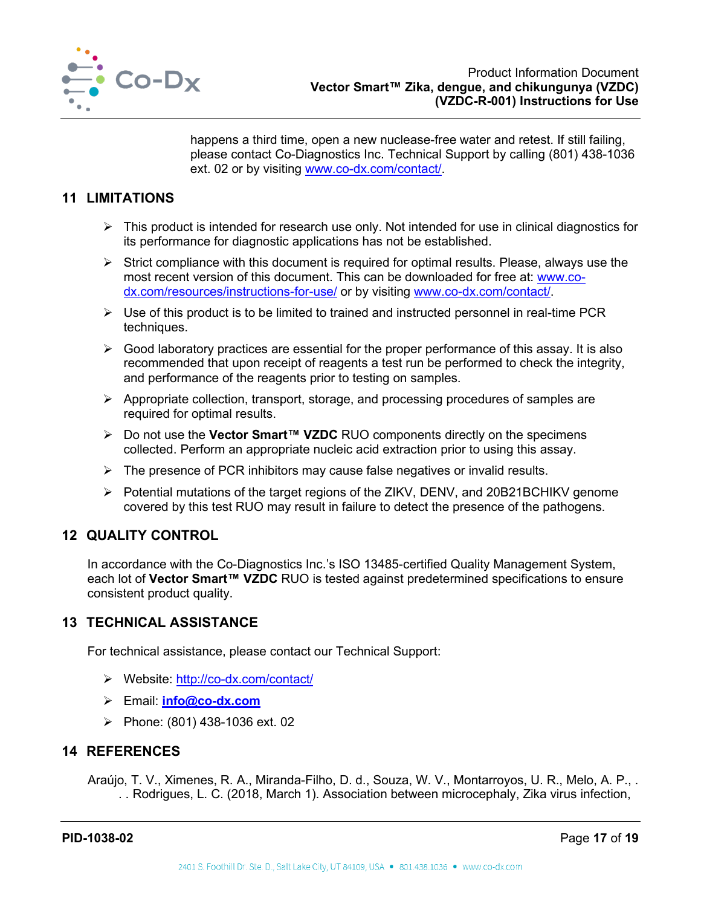happens a third time, open a new nuclease-free water and retest. If still failing, please contact Co-Diagnostics Inc. Technical Support by calling (801) 438-1036 ext. 02 or by visiting www.co-dx.com/contact/.

## 11 LIMITATIONS

- This product is intended for research use only. Not intended for use in clinical diagnostics for its performance for diagnostic applications has not be established.
- Strict compliance with this document is required for optimal results. Please, always use the most recent version of this document. This can be downloaded for free at: www.co-dx.com/resources/instructions-for-use/ or by visiting www.co-dx.com/contact/.
- Use of this product is to be limited to trained and instructed personnel in real-time PCR techniques.
- Good laboratory practices are essential for the proper performance of this assay. It is also recommended that upon receipt of reagents a test run be performed to check the integrity, and performance of the reagents prior to testing on samples.
- Appropriate collection, transport, storage, and processing procedures of samples are required for optimal results.
- Do not use the **Vector Smart™ VZDC** RUO components directly on the specimens collected. Perform an appropriate nucleic acid extraction prior to using this assay.
- The presence of PCR inhibitors may cause false negatives or invalid results.
- Potential mutations of the target regions of the ZIKV, DENV, and 20B21BCHIKV genome covered by this test RUO may result in failure to detect the presence of the pathogens.

## 12 QUALITY CONTROL

In accordance with the Co-Diagnostics Inc.'s ISO 13485-certified Quality Management System, each lot of **Vector Smart™ VZDC** RUO is tested against predetermined specifications to ensure consistent product quality.

## 13 TECHNICAL ASSISTANCE

For technical assistance, please contact our Technical Support:

- Website: http://co-dx.com/contact/
- Email: **info@co-dx.com**
- Phone: (801) 438-1036 ext. 02

## 14 REFERENCES

Araújo, T. V., Ximenes, R. A., Miranda-Filho, D. d., Souza, W. V., Montarroyos, U. R., Melo, A. P., . . . Rodrigues, L. C. (2018, March 1). Association between microcephaly, Zika virus infection,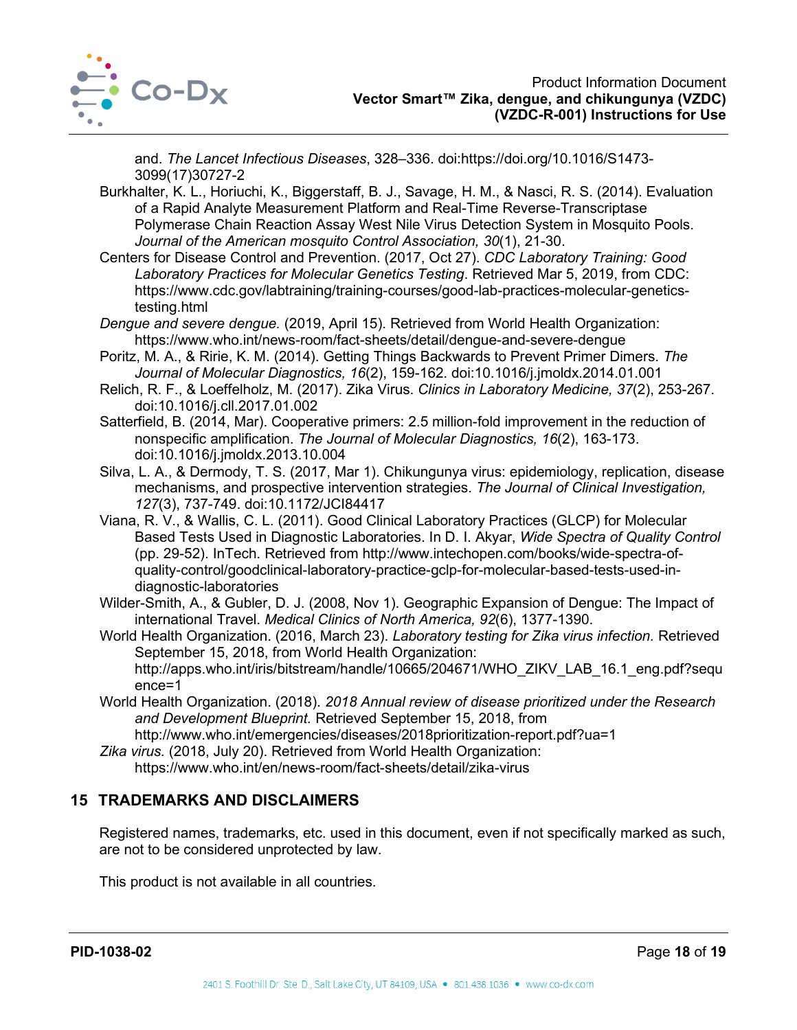and. *The Lancet Infectious Diseases*, 328–336. doi:https://doi.org/10.1016/S1473-3099(17)30727-2

Burkhalter, K. L., Horiuchi, K., Biggerstaff, B. J., Savage, H. M., & Nasci, R. S. (2014). Evaluation of a Rapid Analyte Measurement Platform and Real-Time Reverse-Transcriptase Polymerase Chain Reaction Assay West Nile Virus Detection System in Mosquito Pools. *Journal of the American mosquito Control Association, 30*(1), 21-30.

Centers for Disease Control and Prevention. (2017, Oct 27). *CDC Laboratory Training: Good Laboratory Practices for Molecular Genetics Testing*. Retrieved Mar 5, 2019, from CDC: https://www.cdc.gov/labtraining/training-courses/good-lab-practices-molecular-genetics-testing.html

*Dengue and severe dengue.* (2019, April 15). Retrieved from World Health Organization: https://www.who.int/news-room/fact-sheets/detail/dengue-and-severe-dengue

Poritz, M. A., & Ririe, K. M. (2014). Getting Things Backwards to Prevent Primer Dimers. *The Journal of Molecular Diagnostics, 16*(2), 159-162. doi:10.1016/j.jmoldx.2014.01.001

Relich, R. F., & Loeffelholz, M. (2017). Zika Virus. *Clinics in Laboratory Medicine, 37*(2), 253-267. doi:10.1016/j.cll.2017.01.002

Satterfield, B. (2014, Mar). Cooperative primers: 2.5 million-fold improvement in the reduction of nonspecific amplification. *The Journal of Molecular Diagnostics, 16*(2), 163-173. doi:10.1016/j.jmoldx.2013.10.004

Silva, L. A., & Dermody, T. S. (2017, Mar 1). Chikungunya virus: epidemiology, replication, disease mechanisms, and prospective intervention strategies. *The Journal of Clinical Investigation, 127*(3), 737-749. doi:10.1172/JCI84417

Viana, R. V., & Wallis, C. L. (2011). Good Clinical Laboratory Practices (GLCP) for Molecular Based Tests Used in Diagnostic Laboratories. In D. I. Akyar, *Wide Spectra of Quality Control* (pp. 29-52). InTech. Retrieved from http://www.intechopen.com/books/wide-spectra-of-quality-control/goodclinical-laboratory-practice-gclp-for-molecular-based-tests-used-in-diagnostic-laboratories

Wilder-Smith, A., & Gubler, D. J. (2008, Nov 1). Geographic Expansion of Dengue: The Impact of international Travel. *Medical Clinics of North America, 92*(6), 1377-1390.

World Health Organization. (2016, March 23). *Laboratory testing for Zika virus infection.* Retrieved September 15, 2018, from World Health Organization: http://apps.who.int/iris/bitstream/handle/10665/204671/WHO_ZIKV_LAB_16.1_eng.pdf?sequence=1

World Health Organization. (2018). *2018 Annual review of disease prioritized under the Research and Development Blueprint.* Retrieved September 15, 2018, from http://www.who.int/emergencies/diseases/2018prioritization-report.pdf?ua=1

*Zika virus.* (2018, July 20). Retrieved from World Health Organization: https://www.who.int/en/news-room/fact-sheets/detail/zika-virus

## 15 TRADEMARKS AND DISCLAIMERS

Registered names, trademarks, etc. used in this document, even if not specifically marked as such, are not to be considered unprotected by law.

This product is not available in all countries.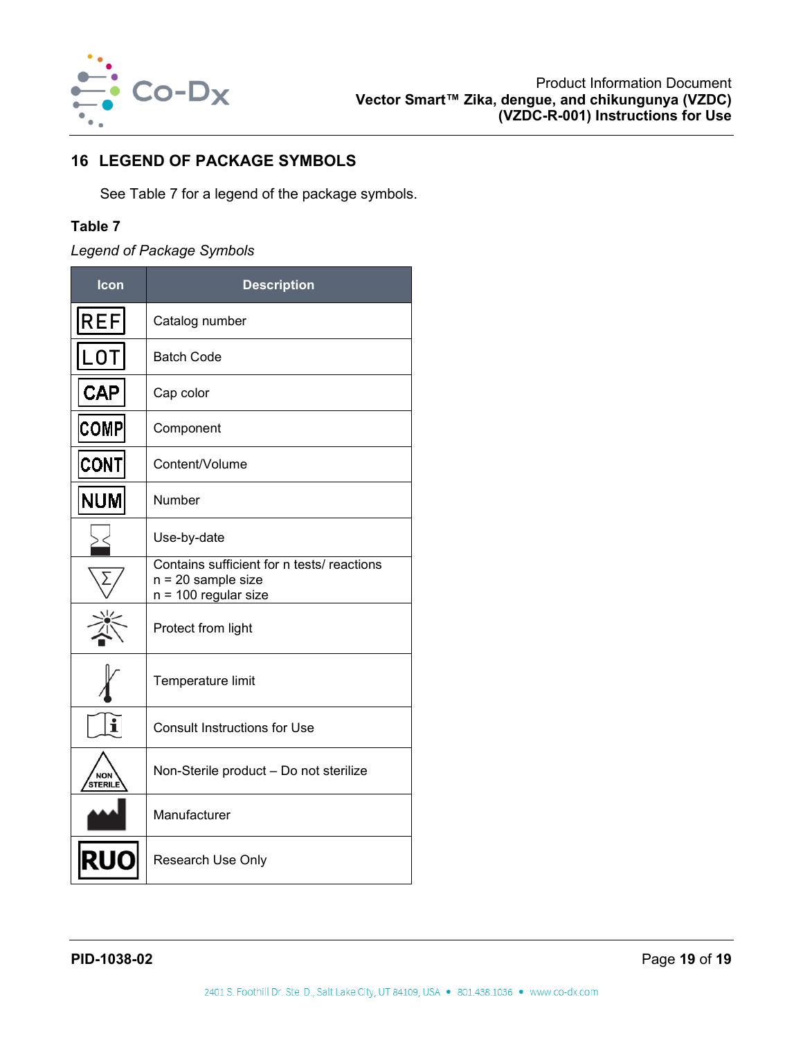## 16 LEGEND OF PACKAGE SYMBOLS

See Table 7 for a legend of the package symbols.

**Table 7**

*Legend of Package Symbols*

| Icon | Description |
|---|---|
| REF | Catalog number |
| LOT | Batch Code |
| CAP | Cap color |
| COMP | Component |
| CONT | Content/Volume |
| NUM | Number |
| | Use-by-date |
| | Contains sufficient for n tests/ reactions<br>n = 20 sample size<br>n = 100 regular size |
| | Protect from light |
| | Temperature limit |
| | Consult Instructions for Use |
| NON STERILE | Non-Sterile product – Do not sterilize |
| | Manufacturer |
| RUO | Research Use Only |

2401 S. Foothill Dr. Ste. D., Salt Lake City, UT 84109, USA • 801.438.1036 • www.co-dx.com